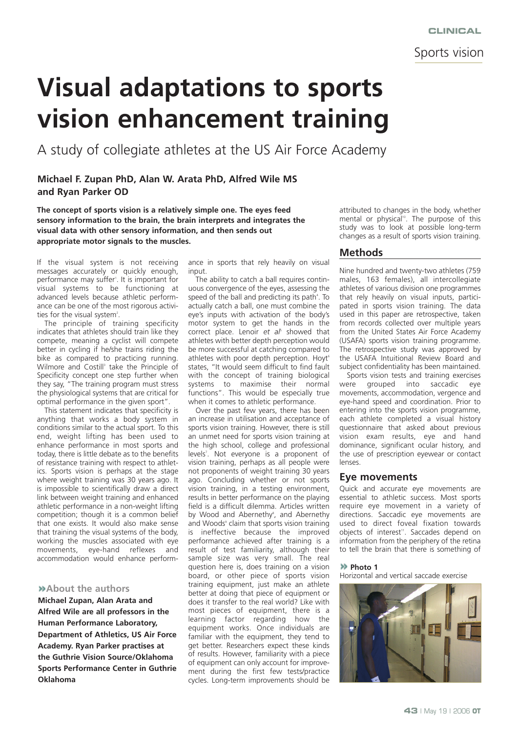# Visual adaptations to sports vision enhancement training

A study of collegiate athletes at the US Air Force Academy

**Michael F. Zupan PhD, Alan W. Arata PhD, Alfred Wile MS and Ryan Parker OD**

**The concept of sports vision is a relatively simple one. The eyes feed sensory information to the brain, the brain interprets and integrates the visual data with other sensory information, and then sends out appropriate motor signals to the muscles.**

If the visual system is not receiving messages accurately or quickly enough, performance may suffer[1]. It is important for visual systems to be functioning at advanced levels because athletic performance can be one of the most rigorous activities for the visual system[2].

The principle of training specificity indicates that athletes should train like they compete, meaning a cyclist will compete better in cycling if he/she trains riding the bike as compared to practicing running. Wilmore and Costill[3] take the Principle of Specificity concept one step further when they say, "The training program must stress the physiological systems that are critical for optimal performance in the given sport".

This statement indicates that specificity is anything that works a body system in conditions similar to the actual sport. To this end, weight lifting has been used to enhance performance in most sports and today, there is little debate as to the benefits of resistance training with respect to athletics. Sports vision is perhaps at the stage where weight training was 30 years ago. It is impossible to scientifically draw a direct link between weight training and enhanced athletic performance in a non-weight lifting competition; though it is a common belief that one exists. It would also make sense that training the visual systems of the body, working the muscles associated with eye movements, eye-hand reflexes and accommodation would enhance performance in sports that rely heavily on visual input.

The ability to catch a ball requires continuous convergence of the eyes, assessing the speed of the ball and predicting its path[4]. To actually catch a ball, one must combine the eye's inputs with activation of the body's motor system to get the hands in the correct place. Lenoir *et al*[5] showed that athletes with better depth perception would be more successful at catching compared to athletes with poor depth perception. Hoyt[6] states, "It would seem difficult to find fault with the concept of training biological systems to maximise their normal functions". This would be especially true when it comes to athletic performance.

Over the past few years, there has been an increase in utilisation and acceptance of sports vision training. However, there is still an unmet need for sports vision training at the high school, college and professional levels[7]. Not everyone is a proponent of vision training, perhaps as all people were not proponents of weight training 30 years ago. Concluding whether or not sports vision training, in a testing environment, results in better performance on the playing field is a difficult dilemma. Articles written by Wood and Abernethy[8], and Abernethy and Woods[9] claim that sports vision training is ineffective because the improved performance achieved after training is a result of test familiarity, although their sample size was very small. The real question here is, does training on a vision board, or other piece of sports vision training equipment, just make an athlete better at doing that piece of equipment or does it transfer to the real world? Like with most pieces of equipment, there is a learning factor regarding how the equipment works. Once individuals are familiar with the equipment, they tend to get better. Researchers expect these kinds of results. However, familiarity with a piece of equipment can only account for improvement during the first few tests/practice cycles. Long-term improvements should be attributed to changes in the body, whether mental or physical[10]. The purpose of this study was to look at possible long-term changes as a result of sports vision training.

**About the authors**

**Michael Zupan, Alan Arata and Alfred Wile are all professors in the Human Performance Laboratory, Department of Athletics, US Air Force Academy. Ryan Parker practises at the Guthrie Vision Source/Oklahoma Sports Performance Center in Guthrie Oklahoma**

## Methods

Nine hundred and twenty-two athletes (759 males, 163 females), all intercollegiate athletes of various division one programmes that rely heavily on visual inputs, participated in sports vision training. The data used in this paper are retrospective, taken from records collected over multiple years from the United States Air Force Academy (USAFA) sports vision training programme. The retrospective study was approved by the USAFA Intuitional Review Board and subject confidentiality has been maintained.

Sports vision tests and training exercises were grouped into saccadic eye movements, accommodation, vergence and eye-hand speed and coordination. Prior to entering into the sports vision programme, each athlete completed a visual history questionnaire that asked about previous vision exam results, eye and hand dominance, significant ocular history, and the use of prescription eyewear or contact lenses.

## Eye movements

Quick and accurate eye movements are essential to athletic success. Most sports require eye movement in a variety of directions. Saccadic eye movements are used to direct foveal fixation towards objects of interest[11]. Saccades depend on information from the periphery of the retina to tell the brain that there is something of

**Photo 1**
Horizontal and vertical saccade exercise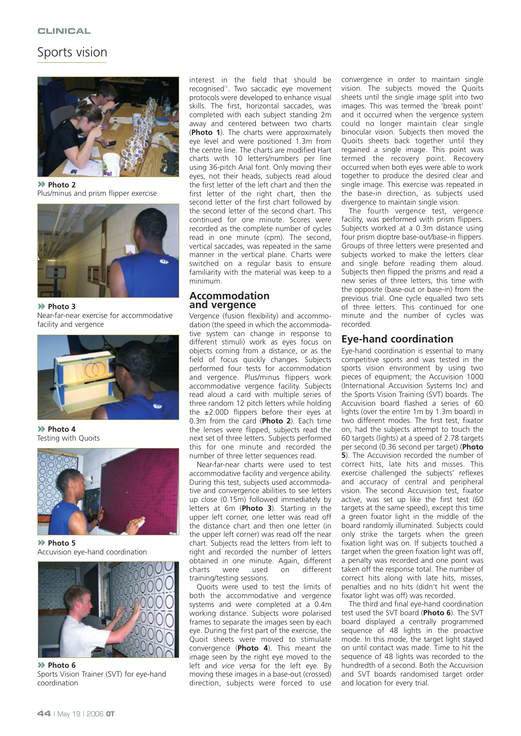Photo 2
Plus/minus and prism flipper exercise

Photo 3
Near-far-near exercise for accommodative facility and vergence

Photo 4
Testing with Quoits

Photo 5
Accuvision eye-hand coordination

Photo 6
Sports Vision Trainer (SVT) for eye-hand coordination

interest in the field that should be recognised[12]. Two saccadic eye movement protocols were developed to enhance visual skills. The first, horizontal saccades, was completed with each subject standing 2m away and centered between two charts (**Photo 1**). The charts were approximately eye level and were positioned 1.3m from the centre line. The charts are modified Hart charts with 10 letters/numbers per line using 36-pitch Arial font. Only moving their eyes, not their heads, subjects read aloud the first letter of the left chart and then the first letter of the right chart, then the second letter of the first chart followed by the second letter of the second chart. This continued for one minute. Scores were recorded as the complete number of cycles read in one minute (cpm). The second, vertical saccades, was repeated in the same manner in the vertical plane. Charts were switched on a regular basis to ensure familiarity with the material was keep to a minimum.

## Accommodation and vergence

Vergence (fusion flexibility) and accommodation (the speed in which the accommodative system can change in response to different stimuli) work as eyes focus on objects coming from a distance, or as the field of focus quickly changes. Subjects performed four tests for accommodation and vergence. Plus/minus flippers work accommodative vergence facility. Subjects read aloud a card with multiple series of three random 12 pitch letters while holding the ±2.00D flippers before their eyes at 0.3m from the card (**Photo 2**). Each time the lenses were flipped, subjects read the next set of three letters. Subjects performed this for one minute and recorded the number of three letter sequences read.

Near-far-near charts were used to test accommodative facility and vergence ability. During this test, subjects used accommodative and convergence abilities to see letters up close (0.15m) followed immediately by letters at 6m (**Photo 3**). Starting in the upper left corner, one letter was read off the distance chart and then one letter (in the upper left corner) was read off the near chart. Subjects read the letters from left to right and recorded the number of letters obtained in one minute. Again, different charts were used on different training/testing sessions.

Quoits were used to test the limits of both the accommodative and vergence systems and were completed at a 0.4m working distance. Subjects wore polarised frames to separate the images seen by each eye. During the first part of the exercise, the Quoit sheets were moved to stimulate convergence (**Photo 4**). This meant the image seen by the right eye moved to the left and *vice versa* for the left eye. By moving these images in a base-out (crossed) direction, subjects were forced to use convergence in order to maintain single vision. The subjects moved the Quoits sheets until the single image split into two images. This was termed the 'break point' and it occurred when the vergence system could no longer maintain clear single binocular vision. Subjects then moved the Quoits sheets back together until they regained a single image. This point was termed the recovery point. Recovery occurred when both eyes were able to work together to produce the desired clear and single image. This exercise was repeated in the base-in direction, as subjects used divergence to maintain single vision.

The fourth vergence test, vergence facility, was performed with prism flippers. Subjects worked at a 0.3m distance using four prism dioptre base-out/base-in flippers. Groups of three letters were presented and subjects worked to make the letters clear and single before reading them aloud. Subjects then flipped the prisms and read a new series of three letters, this time with the opposite (base-out or base-in) from the previous trial. One cycle equalled two sets of three letters. This continued for one minute and the number of cycles was recorded.

## Eye-hand coordination

Eye-hand coordination is essential to many competitive sports and was tested in the sports vision environment by using two pieces of equipment; the Accuvision 1000 (International Accuvision Systems Inc) and the Sports Vision Training (SVT) boards. The Accuvision board flashed a series of 60 lights (over the entire 1m by 1.3m board) in two different modes. The first test, fixator on, had the subjects attempt to touch the 60 targets (lights) at a speed of 2.78 targets per second (0.36 second per target) (**Photo 5**). The Accuvision recorded the number of correct hits, late hits and misses. This exercise challenged the subjects' reflexes and accuracy of central and peripheral vision. The second Accuvision test, fixator active, was set up like the first test (60 targets at the same speed), except this time a green fixator light in the middle of the board randomly illuminated. Subjects could only strike the targets when the green fixation light was on. If subjects touched a target when the green fixation light was off, a penalty was recorded and one point was taken off the response total. The number of correct hits along with late hits, misses, penalties and no hits (didn't hit went the fixator light was off) was recorded.

The third and final eye-hand coordination test used the SVT board (**Photo 6**). The SVT board displayed a centrally programmed sequence of 48 lights in the proactive mode. In this mode, the target light stayed on until contact was made. Time to hit the sequence of 48 lights was recorded to the hundredth of a second. Both the Accuvision and SVT boards randomised target order and location for every trial.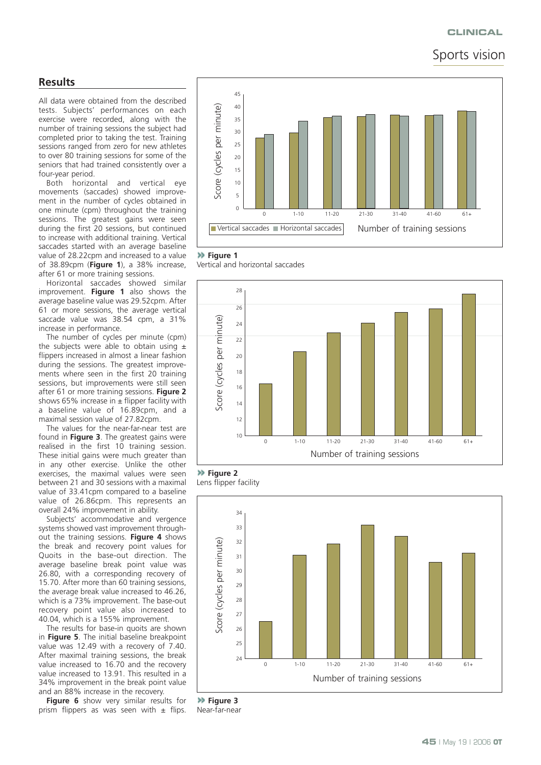## Results

All data were obtained from the described tests. Subjects' performances on each exercise were recorded, along with the number of training sessions the subject had completed prior to taking the test. Training sessions ranged from zero for new athletes to over 80 training sessions for some of the seniors that had trained consistently over a four-year period.

Both horizontal and vertical eye movements (saccades) showed improvement in the number of cycles obtained in one minute (cpm) throughout the training sessions. The greatest gains were seen during the first 20 sessions, but continued to increase with additional training. Vertical saccades started with an average baseline value of 28.22cpm and increased to a value of 38.89cpm (**Figure 1**), a 38% increase, after 61 or more training sessions.

Horizontal saccades showed similar improvement. **Figure 1** also shows the average baseline value was 29.52cpm. After 61 or more sessions, the average vertical saccade value was 38.54 cpm, a 31% increase in performance.

The number of cycles per minute (cpm) the subjects were able to obtain using ± flippers increased in almost a linear fashion during the sessions. The greatest improvements where seen in the first 20 training sessions, but improvements were still seen after 61 or more training sessions. **Figure 2** shows 65% increase in ± flipper facility with a baseline value of 16.89cpm, and a maximal session value of 27.82cpm.

The values for the near-far-near test are found in **Figure 3**. The greatest gains were realised in the first 10 training session. These initial gains were much greater than in any other exercise. Unlike the other exercises, the maximal values were seen between 21 and 30 sessions with a maximal value of 33.41cpm compared to a baseline value of 26.86cpm. This represents an overall 24% improvement in ability.

Subjects' accommodative and vergence systems showed vast improvement throughout the training sessions. **Figure 4** shows the break and recovery point values for Quoits in the base-out direction. The average baseline break point value was 26.80, with a corresponding recovery of 15.70. After more than 60 training sessions, the average break value increased to 46.26, which is a 73% improvement. The base-out recovery point value also increased to 40.04, which is a 155% improvement.

The results for base-in quoits are shown in **Figure 5**. The initial baseline breakpoint value was 12.49 with a recovery of 7.40. After maximal training sessions, the break value increased to 16.70 and the recovery value increased to 13.91. This resulted in a 34% improvement in the break point value and an 88% increase in the recovery.

**Figure 6** show very similar results for prism flippers as was seen with ± flips.

**Figure 1**
Vertical and horizontal saccades

**Figure 2**
Lens flipper facility

**Figure 3**
Near-far-near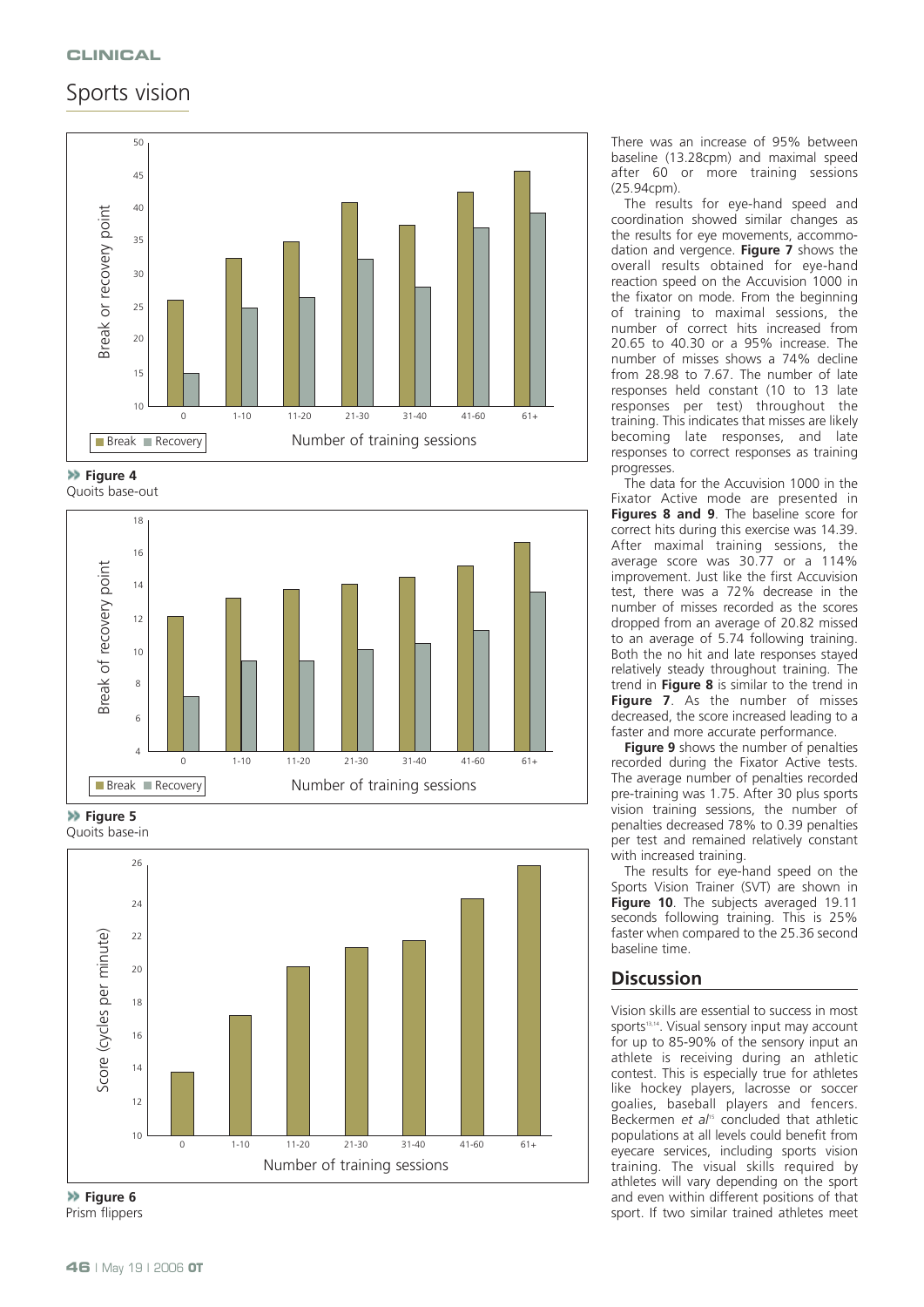**Figure 4**
Quoits base-out

**Figure 5**
Quoits base-in

**Figure 6**
Prism flippers

There was an increase of 95% between baseline (13.28cpm) and maximal speed after 60 or more training sessions (25.94cpm).

The results for eye-hand speed and coordination showed similar changes as the results for eye movements, accommodation and vergence. **Figure 7** shows the overall results obtained for eye-hand reaction speed on the Accuvision 1000 in the fixator on mode. From the beginning of training to maximal sessions, the number of correct hits increased from 20.65 to 40.30 or a 95% increase. The number of misses shows a 74% decline from 28.98 to 7.67. The number of late responses held constant (10 to 13 late responses per test) throughout the training. This indicates that misses are likely becoming late responses, and late responses to correct responses as training progresses.

The data for the Accuvision 1000 in the Fixator Active mode are presented in **Figures 8 and 9**. The baseline score for correct hits during this exercise was 14.39. After maximal training sessions, the average score was 30.77 or a 114% improvement. Just like the first Accuvision test, there was a 72% decrease in the number of misses recorded as the scores dropped from an average of 20.82 missed to an average of 5.74 following training. Both the no hit and late responses stayed relatively steady throughout training. The trend in **Figure 8** is similar to the trend in **Figure 7**. As the number of misses decreased, the score increased leading to a faster and more accurate performance.

**Figure 9** shows the number of penalties recorded during the Fixator Active tests. The average number of penalties recorded pre-training was 1.75. After 30 plus sports vision training sessions, the number of penalties decreased 78% to 0.39 penalties per test and remained relatively constant with increased training.

The results for eye-hand speed on the Sports Vision Trainer (SVT) are shown in **Figure 10**. The subjects averaged 19.11 seconds following training. This is 25% faster when compared to the 25.36 second baseline time.

## Discussion

Vision skills are essential to success in most sports[13,14]. Visual sensory input may account for up to 85-90% of the sensory input an athlete is receiving during an athletic contest. This is especially true for athletes like hockey players, lacrosse or soccer goalies, baseball players and fencers. Beckermen *et al*[15] concluded that athletic populations at all levels could benefit from eyecare services, including sports vision training. The visual skills required by athletes will vary depending on the sport and even within different positions of that sport. If two similar trained athletes meet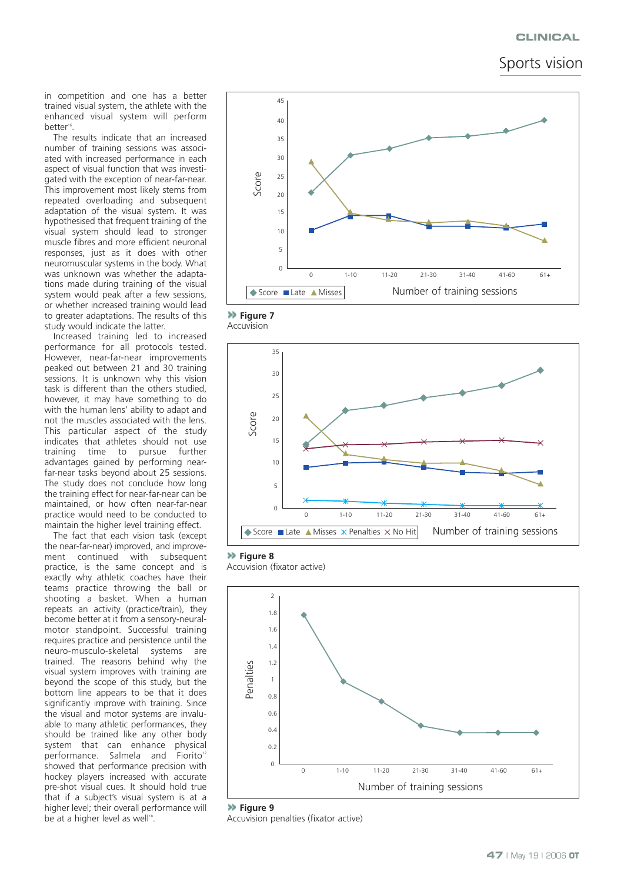in competition and one has a better trained visual system, the athlete with the enhanced visual system will perform better[16].

The results indicate that an increased number of training sessions was associated with increased performance in each aspect of visual function that was investigated with the exception of near-far-near. This improvement most likely stems from repeated overloading and subsequent adaptation of the visual system. It was hypothesised that frequent training of the visual system should lead to stronger muscle fibres and more efficient neuronal responses, just as it does with other neuromuscular systems in the body. What was unknown was whether the adaptations made during training of the visual system would peak after a few sessions, or whether increased training would lead to greater adaptations. The results of this study would indicate the latter.

Increased training led to increased performance for all protocols tested. However, near-far-near improvements peaked out between 21 and 30 training sessions. It is unknown why this vision task is different than the others studied, however, it may have something to do with the human lens' ability to adapt and not the muscles associated with the lens. This particular aspect of the study indicates that athletes should not use training time to pursue further advantages gained by performing near-far-near tasks beyond about 25 sessions. The study does not conclude how long the training effect for near-far-near can be maintained, or how often near-far-near practice would need to be conducted to maintain the higher level training effect.

The fact that each vision task (except the near-far-near) improved, and improvement continued with subsequent practice, is the same concept and is exactly why athletic coaches have their teams practice throwing the ball or shooting a basket. When a human repeats an activity (practice/train), they become better at it from a sensory-neural-motor standpoint. Successful training requires practice and persistence until the neuro-musculo-skeletal systems are trained. The reasons behind why the visual system improves with training are beyond the scope of this study, but the bottom line appears to be that it does significantly improve with training. Since the visual and motor systems are invaluable to many athletic performances, they should be trained like any other body system that can enhance physical performance. Salmela and Fiorito[17] showed that performance precision with hockey players increased with accurate pre-shot visual cues. It should hold true that if a subject's visual system is at a higher level; their overall performance will be at a higher level as well[18].

**Figure 7**
Accuvision

**Figure 8**
Accuvision (fixator active)

**Figure 9**
Accuvision penalties (fixator active)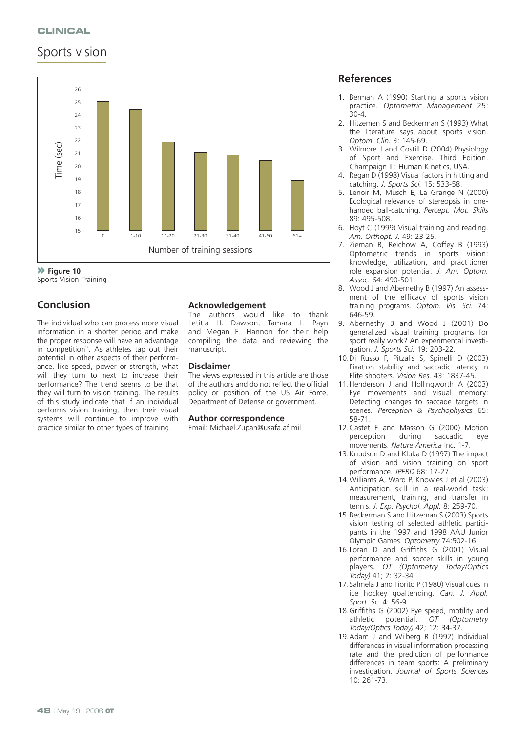26
25
24
23
22
21
20
19
18
17
16
15

Time (sec)

0
1-10
11-20
21-30
31-40
41-60
61+

Number of training sessions

**Figure 10**
Sports Vision Training

## Conclusion

The individual who can process more visual information in a shorter period and make the proper response will have an advantage in competition[19]. As athletes tap out their potential in other aspects of their performance, like speed, power or strength, what will they turn to next to increase their performance? The trend seems to be that they will turn to vision training. The results of this study indicate that if an individual performs vision training, then their visual systems will continue to improve with practice similar to other types of training.

### Acknowledgement

The authors would like to thank Letitia H. Dawson, Tamara L. Payn and Megan E. Hannon for their help compiling the data and reviewing the manuscript.

### Disclaimer

The views expressed in this article are those of the authors and do not reflect the official policy or position of the US Air Force, Department of Defense or government.

### Author correspondence

Email: Michael.Zupan@usafa.af.mil

## References

1. Berman A (1990) Starting a sports vision practice. *Optometric Management* 25: 30-4.
2. Hitzemen S and Beckerman S (1993) What the literature says about sports vision. *Optom. Clin.* 3: 145-69.
3. Wilmore J and Costill D (2004) Physiology of Sport and Exercise. Third Edition. Champaign IL: Human Kinetics, USA.
4. Regan D (1998) Visual factors in hitting and catching. *J. Sports Sci.* 15: 533-58.
5. Lenoir M, Musch E, La Grange N (2000) Ecological relevance of stereopsis in one-handed ball-catching. *Percept. Mot. Skills* 89: 495-508.
6. Hoyt C (1999) Visual training and reading. *Am. Orthopt. J.* 49: 23-25.
7. Zieman B, Reichow A, Coffey B (1993) Optometric trends in sports vision: knowledge, utilization, and practitioner role expansion potential. *J. Am. Optom. Assoc.* 64: 490-501.
8. Wood J and Abernethy B (1997) An assessment of the efficacy of sports vision training programs. *Optom. Vis. Sci.* 74: 646-59.
9. Abernethy B and Wood J (2001) Do generalized visual training programs for sport really work? An experimental investigation. *J. Sports Sci.* 19: 203-22.
10. Di Russo F, Pitzalis S, Spinelli D (2003) Fixation stability and saccadic latency in Elite shooters. *Vision Res.* 43: 1837-45.
11. Henderson J and Hollingworth A (2003) Eye movements and visual memory: Detecting changes to saccade targets in scenes. *Perception & Psychophysics* 65: 58-71.
12. Castet E and Masson G (2000) Motion perception during saccadic eye movements. *Nature America* Inc. 1-7.
13. Knudson D and Kluka D (1997) The impact of vision and vision training on sport performance. *JPERD* 68: 17-27.
14. Williams A, Ward P, Knowles J et al (2003) Anticipation skill in a real-world task: measurement, training, and transfer in tennis. *J. Exp. Psychol. Appl.* 8: 259-70.
15. Beckerman S and Hitzeman S (2003) Sports vision testing of selected athletic participants in the 1997 and 1998 AAU Junior Olympic Games. *Optometry* 74:502-16.
16. Loran D and Griffiths G (2001) Visual performance and soccer skills in young players. *OT (Optometry Today/Optics Today)* 41; 2: 32-34.
17. Salmela J and Fiorito P (1980) Visual cues in ice hockey goaltending. *Can. J. Appl. Sport.* Sc. 4: 56-9.
18. Griffiths G (2002) Eye speed, motility and athletic potential. *OT (Optometry Today/Optics Today)* 42; 12: 34-37.
19. Adam J and Wilberg R (1992) Individual differences in visual information processing rate and the prediction of performance differences in team sports: A preliminary investigation. *Journal of Sports Sciences* 10: 261-73.